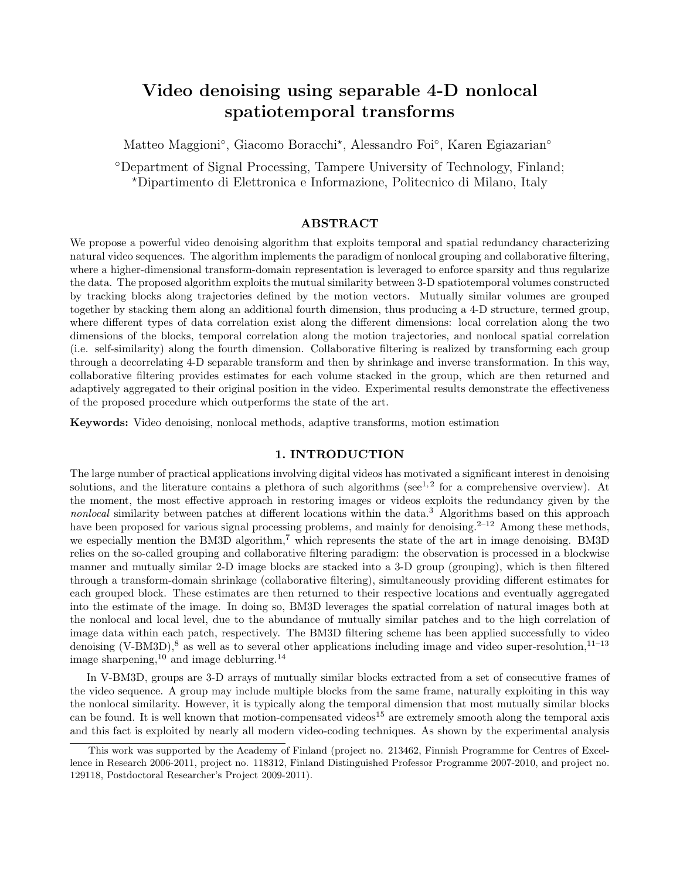# Video denoising using separable 4-D nonlocal spatiotemporal transforms

Matteo Maggioni°, Giacomo Boracchi⋆, Alessandro Foi°, Karen Egiazarian°

°Department of Signal Processing, Tampere University of Technology, Finland;
⋆Dipartimento di Elettronica e Informazione, Politecnico di Milano, Italy

## ABSTRACT

We propose a powerful video denoising algorithm that exploits temporal and spatial redundancy characterizing natural video sequences. The algorithm implements the paradigm of nonlocal grouping and collaborative filtering, where a higher-dimensional transform-domain representation is leveraged to enforce sparsity and thus regularize the data. The proposed algorithm exploits the mutual similarity between 3-D spatiotemporal volumes constructed by tracking blocks along trajectories defined by the motion vectors. Mutually similar volumes are grouped together by stacking them along an additional fourth dimension, thus producing a 4-D structure, termed group, where different types of data correlation exist along the different dimensions: local correlation along the two dimensions of the blocks, temporal correlation along the motion trajectories, and nonlocal spatial correlation (i.e. self-similarity) along the fourth dimension. Collaborative filtering is realized by transforming each group through a decorrelating 4-D separable transform and then by shrinkage and inverse transformation. In this way, collaborative filtering provides estimates for each volume stacked in the group, which are then returned and adaptively aggregated to their original position in the video. Experimental results demonstrate the effectiveness of the proposed procedure which outperforms the state of the art.

**Keywords:** Video denoising, nonlocal methods, adaptive transforms, motion estimation

## 1. INTRODUCTION

The large number of practical applications involving digital videos has motivated a significant interest in denoising solutions, and the literature contains a plethora of such algorithms (see[1,2] for a comprehensive overview). At the moment, the most effective approach in restoring images or videos exploits the redundancy given by the *nonlocal* similarity between patches at different locations within the data.[3] Algorithms based on this approach have been proposed for various signal processing problems, and mainly for denoising.[2–12] Among these methods, we especially mention the BM3D algorithm,[7] which represents the state of the art in image denoising. BM3D relies on the so-called grouping and collaborative filtering paradigm: the observation is processed in a blockwise manner and mutually similar 2-D image blocks are stacked into a 3-D group (grouping), which is then filtered through a transform-domain shrinkage (collaborative filtering), simultaneously providing different estimates for each grouped block. These estimates are then returned to their respective locations and eventually aggregated into the estimate of the image. In doing so, BM3D leverages the spatial correlation of natural images both at the nonlocal and local level, due to the abundance of mutually similar patches and to the high correlation of image data within each patch, respectively. The BM3D filtering scheme has been applied successfully to video denoising (V-BM3D),[8] as well as to several other applications including image and video super-resolution,[11–13] image sharpening,[10] and image deblurring.[14]

In V-BM3D, groups are 3-D arrays of mutually similar blocks extracted from a set of consecutive frames of the video sequence. A group may include multiple blocks from the same frame, naturally exploiting in this way the nonlocal similarity. However, it is typically along the temporal dimension that most mutually similar blocks can be found. It is well known that motion-compensated videos[15] are extremely smooth along the temporal axis and this fact is exploited by nearly all modern video-coding techniques. As shown by the experimental analysis

This work was supported by the Academy of Finland (project no. 213462, Finnish Programme for Centres of Excellence in Research 2006-2011, project no. 118312, Finland Distinguished Professor Programme 2007-2010, and project no. 129118, Postdoctoral Researcher's Project 2009-2011).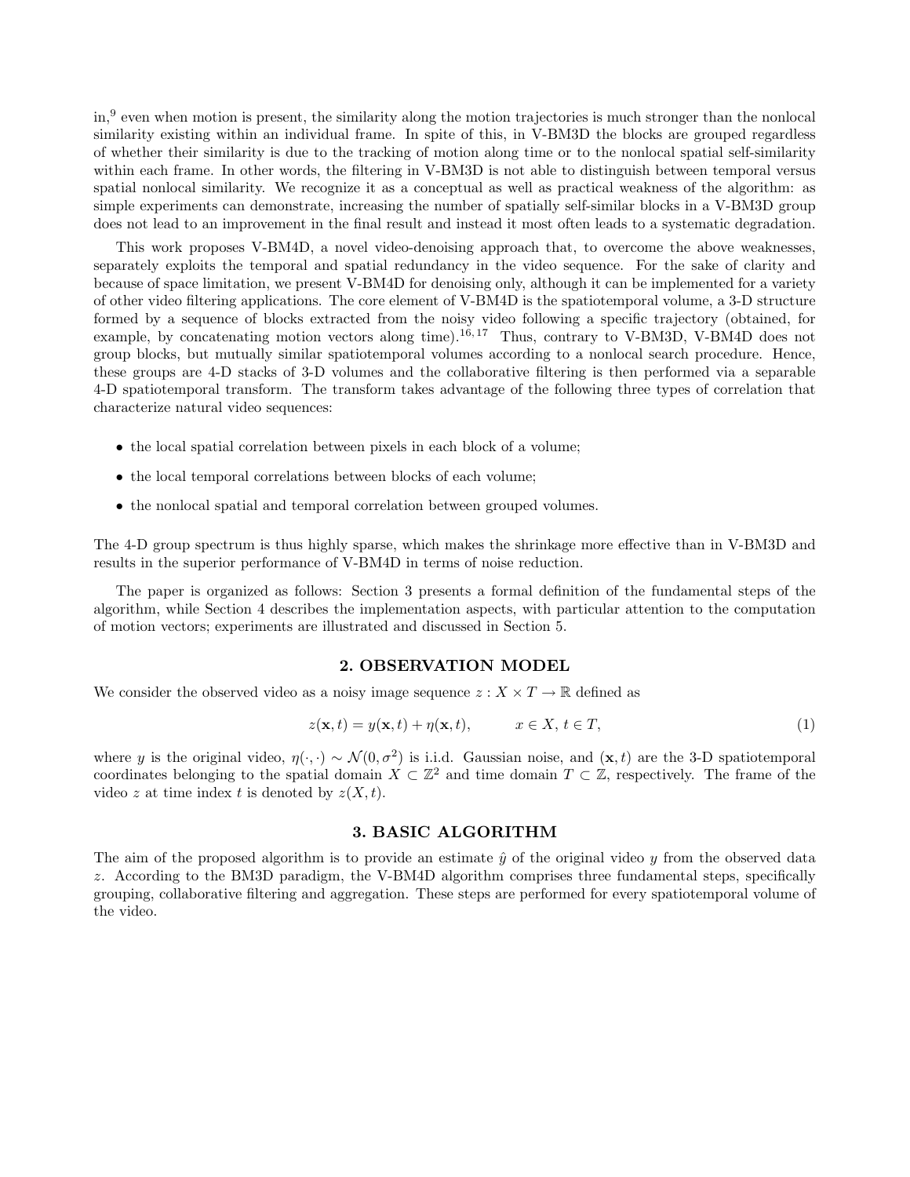in,[9] even when motion is present, the similarity along the motion trajectories is much stronger than the nonlocal similarity existing within an individual frame. In spite of this, in V-BM3D the blocks are grouped regardless of whether their similarity is due to the tracking of motion along time or to the nonlocal spatial self-similarity within each frame. In other words, the filtering in V-BM3D is not able to distinguish between temporal versus spatial nonlocal similarity. We recognize it as a conceptual as well as practical weakness of the algorithm: as simple experiments can demonstrate, increasing the number of spatially self-similar blocks in a V-BM3D group does not lead to an improvement in the final result and instead it most often leads to a systematic degradation.

This work proposes V-BM4D, a novel video-denoising approach that, to overcome the above weaknesses, separately exploits the temporal and spatial redundancy in the video sequence. For the sake of clarity and because of space limitation, we present V-BM4D for denoising only, although it can be implemented for a variety of other video filtering applications. The core element of V-BM4D is the spatiotemporal volume, a 3-D structure formed by a sequence of blocks extracted from the noisy video following a specific trajectory (obtained, for example, by concatenating motion vectors along time).[16,17] Thus, contrary to V-BM3D, V-BM4D does not group blocks, but mutually similar spatiotemporal volumes according to a nonlocal search procedure. Hence, these groups are 4-D stacks of 3-D volumes and the collaborative filtering is then performed via a separable 4-D spatiotemporal transform. The transform takes advantage of the following three types of correlation that characterize natural video sequences:

- the local spatial correlation between pixels in each block of a volume;
- the local temporal correlations between blocks of each volume;
- the nonlocal spatial and temporal correlation between grouped volumes.

The 4-D group spectrum is thus highly sparse, which makes the shrinkage more effective than in V-BM3D and results in the superior performance of V-BM4D in terms of noise reduction.

The paper is organized as follows: Section 3 presents a formal definition of the fundamental steps of the algorithm, while Section 4 describes the implementation aspects, with particular attention to the computation of motion vectors; experiments are illustrated and discussed in Section 5.

## 2. OBSERVATION MODEL

We consider the observed video as a noisy image sequence $z : X \times T \rightarrow \mathbb{R}$ defined as

$$z(\mathbf{x}, t) = y(\mathbf{x}, t) + \eta(\mathbf{x}, t), \qquad x \in X,\, t \in T, \tag{1}$$

where $y$ is the original video, $\eta(\cdot, \cdot) \sim \mathcal{N}(0, \sigma^2)$ is i.i.d. Gaussian noise, and $(\mathbf{x}, t)$ are the 3-D spatiotemporal coordinates belonging to the spatial domain $X \subset \mathbb{Z}^2$ and time domain $T \subset \mathbb{Z}$, respectively. The frame of the video $z$ at time index $t$ is denoted by $z(X, t)$.

## 3. BASIC ALGORITHM

The aim of the proposed algorithm is to provide an estimate $\hat{y}$ of the original video $y$ from the observed data $z$. According to the BM3D paradigm, the V-BM4D algorithm comprises three fundamental steps, specifically grouping, collaborative filtering and aggregation. These steps are performed for every spatiotemporal volume of the video.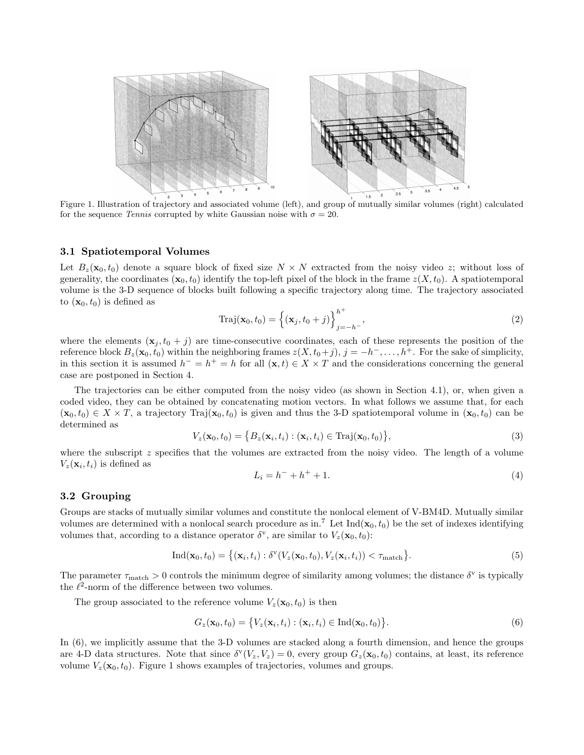Figure 1. Illustration of trajectory and associated volume (left), and group of mutually similar volumes (right) calculated for the sequence *Tennis* corrupted by white Gaussian noise with $\sigma = 20$.

### 3.1 Spatiotemporal Volumes

Let $B_z(\mathbf{x}_0, t_0)$ denote a square block of fixed size $N \times N$ extracted from the noisy video $z$; without loss of generality, the coordinates $(\mathbf{x}_0, t_0)$ identify the top-left pixel of the block in the frame $z(X, t_0)$. A spatiotemporal volume is the 3-D sequence of blocks built following a specific trajectory along time. The trajectory associated to $(\mathbf{x}_0, t_0)$ is defined as

$$\text{Traj}(\mathbf{x}_0, t_0) = \Big\{(\mathbf{x}_j, t_0 + j)\Big\}_{j=-h^-}^{h^+}, \tag{2}$$

where the elements $(\mathbf{x}_j, t_0 + j)$ are time-consecutive coordinates, each of these represents the position of the reference block $B_z(\mathbf{x}_0, t_0)$ within the neighboring frames $z(X, t_0+j)$, $j = -h^-, \ldots, h^+$. For the sake of simplicity, in this section it is assumed $h^- = h^+ = h$ for all $(\mathbf{x}, t) \in X \times T$ and the considerations concerning the general case are postponed in Section 4.

The trajectories can be either computed from the noisy video (as shown in Section 4.1), or, when given a coded video, they can be obtained by concatenating motion vectors. In what follows we assume that, for each $(\mathbf{x}_0, t_0) \in X \times T$, a trajectory $\text{Traj}(\mathbf{x}_0, t_0)$ is given and thus the 3-D spatiotemporal volume in $(\mathbf{x}_0, t_0)$ can be determined as

$$V_z(\mathbf{x}_0, t_0) = \big\{B_z(\mathbf{x}_i, t_i) : (\mathbf{x}_i, t_i) \in \text{Traj}(\mathbf{x}_0, t_0)\big\}, \tag{3}$$

where the subscript $z$ specifies that the volumes are extracted from the noisy video. The length of a volume $V_z(\mathbf{x}_i, t_i)$ is defined as

$$L_i = h^- + h^+ + 1. \tag{4}$$

### 3.2 Grouping

Groups are stacks of mutually similar volumes and constitute the nonlocal element of V-BM4D. Mutually similar volumes are determined with a nonlocal search procedure as in.[7] Let $\text{Ind}(\mathbf{x}_0, t_0)$ be the set of indexes identifying volumes that, according to a distance operator $\delta^{\text{v}}$, are similar to $V_z(\mathbf{x}_0, t_0)$:

$$\text{Ind}(\mathbf{x}_0, t_0) = \big\{(\mathbf{x}_i, t_i) : \delta^{\text{v}}(V_z(\mathbf{x}_0, t_0), V_z(\mathbf{x}_i, t_i)) < \tau_{\text{match}}\big\}. \tag{5}$$

The parameter $\tau_{\text{match}} > 0$ controls the minimum degree of similarity among volumes; the distance $\delta^{\text{v}}$ is typically the $\ell^2$-norm of the difference between two volumes.

The group associated to the reference volume $V_z(\mathbf{x}_0, t_0)$ is then

$$G_z(\mathbf{x}_0, t_0) = \big\{V_z(\mathbf{x}_i, t_i) : (\mathbf{x}_i, t_i) \in \text{Ind}(\mathbf{x}_0, t_0)\big\}. \tag{6}$$

In (6), we implicitly assume that the 3-D volumes are stacked along a fourth dimension, and hence the groups are 4-D data structures. Note that since $\delta^{\text{v}}(V_z, V_z) = 0$, every group $G_z(\mathbf{x}_0, t_0)$ contains, at least, its reference volume $V_z(\mathbf{x}_0, t_0)$. Figure 1 shows examples of trajectories, volumes and groups.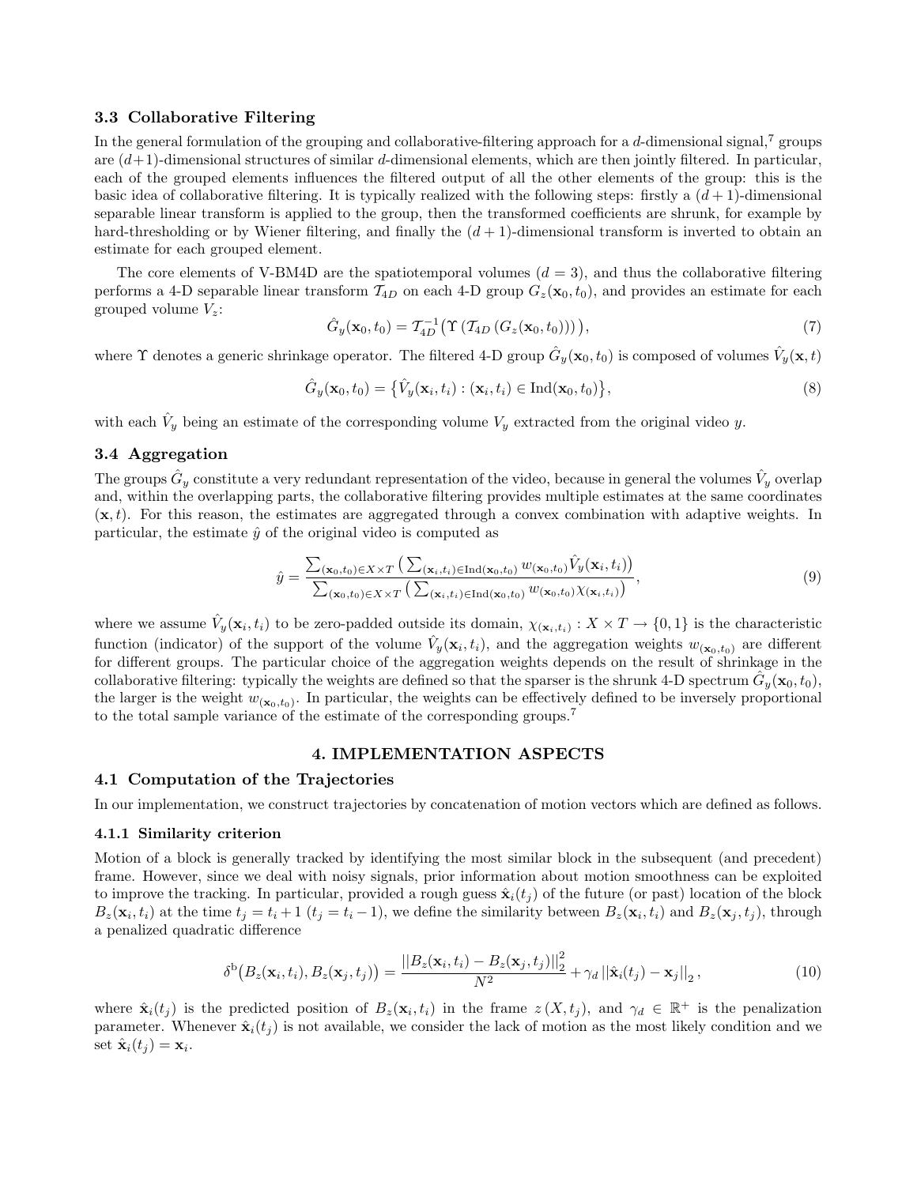### 3.3 Collaborative Filtering

In the general formulation of the grouping and collaborative-filtering approach for a $d$-dimensional signal,[7] groups are $(d+1)$-dimensional structures of similar $d$-dimensional elements, which are then jointly filtered. In particular, each of the grouped elements influences the filtered output of all the other elements of the group: this is the basic idea of collaborative filtering. It is typically realized with the following steps: firstly a $(d+1)$-dimensional separable linear transform is applied to the group, then the transformed coefficients are shrunk, for example by hard-thresholding or by Wiener filtering, and finally the $(d+1)$-dimensional transform is inverted to obtain an estimate for each grouped element.

The core elements of V-BM4D are the spatiotemporal volumes ($d = 3$), and thus the collaborative filtering performs a 4-D separable linear transform $\mathcal{T}_{4D}$ on each 4-D group $G_z(\mathbf{x}_0, t_0)$, and provides an estimate for each grouped volume $V_z$:

$$\hat{G}_y(\mathbf{x}_0, t_0) = \mathcal{T}_{4D}^{-1}\big(\Upsilon\left(\mathcal{T}_{4D}\left(G_z(\mathbf{x}_0, t_0)\right)\right)\big), \tag{7}$$

where $\Upsilon$ denotes a generic shrinkage operator. The filtered 4-D group $\hat{G}_y(\mathbf{x}_0, t_0)$ is composed of volumes $\hat{V}_y(\mathbf{x}, t)$

$$\hat{G}_y(\mathbf{x}_0, t_0) = \big\{\hat{V}_y(\mathbf{x}_i, t_i) : (\mathbf{x}_i, t_i) \in \text{Ind}(\mathbf{x}_0, t_0)\big\}, \tag{8}$$

with each $\hat{V}_y$ being an estimate of the corresponding volume $V_y$ extracted from the original video $y$.

### 3.4 Aggregation

The groups $\hat{G}_y$ constitute a very redundant representation of the video, because in general the volumes $\hat{V}_y$ overlap and, within the overlapping parts, the collaborative filtering provides multiple estimates at the same coordinates $(\mathbf{x}, t)$. For this reason, the estimates are aggregated through a convex combination with adaptive weights. In particular, the estimate $\hat{y}$ of the original video is computed as

$$\hat{y} = \frac{\sum_{(\mathbf{x}_0,t_0)\in X\times T}\big(\sum_{(\mathbf{x}_i,t_i)\in\text{Ind}(\mathbf{x}_0,t_0)} w_{(\mathbf{x}_0,t_0)}\hat{V}_y(\mathbf{x}_i, t_i)\big)}{\sum_{(\mathbf{x}_0,t_0)\in X\times T}\big(\sum_{(\mathbf{x}_i,t_i)\in\text{Ind}(\mathbf{x}_0,t_0)} w_{(\mathbf{x}_0,t_0)}\chi_{(\mathbf{x}_i,t_i)}\big)}, \tag{9}$$

where we assume $\hat{V}_y(\mathbf{x}_i, t_i)$ to be zero-padded outside its domain, $\chi_{(\mathbf{x}_i,t_i)} : X \times T \to \{0, 1\}$ is the characteristic function (indicator) of the support of the volume $\hat{V}_y(\mathbf{x}_i, t_i)$, and the aggregation weights $w_{(\mathbf{x}_0,t_0)}$ are different for different groups. The particular choice of the aggregation weights depends on the result of shrinkage in the collaborative filtering: typically the weights are defined so that the sparser is the shrunk 4-D spectrum $\hat{G}_y(\mathbf{x}_0, t_0)$, the larger is the weight $w_{(\mathbf{x}_0,t_0)}$. In particular, the weights can be effectively defined to be inversely proportional to the total sample variance of the estimate of the corresponding groups.[7]

## 4. IMPLEMENTATION ASPECTS

### 4.1 Computation of the Trajectories

In our implementation, we construct trajectories by concatenation of motion vectors which are defined as follows.

#### 4.1.1 Similarity criterion

Motion of a block is generally tracked by identifying the most similar block in the subsequent (and precedent) frame. However, since we deal with noisy signals, prior information about motion smoothness can be exploited to improve the tracking. In particular, provided a rough guess $\hat{\mathbf{x}}_i(t_j)$ of the future (or past) location of the block $B_z(\mathbf{x}_i, t_i)$ at the time $t_j = t_i + 1$ ($t_j = t_i - 1$), we define the similarity between $B_z(\mathbf{x}_i, t_i)$ and $B_z(\mathbf{x}_j, t_j)$, through a penalized quadratic difference

$$\delta^{\text{b}}\big(B_z(\mathbf{x}_i, t_i), B_z(\mathbf{x}_j, t_j)\big) = \frac{||B_z(\mathbf{x}_i, t_i) - B_z(\mathbf{x}_j, t_j)||_2^2}{N^2} + \gamma_d\, ||\hat{\mathbf{x}}_i(t_j) - \mathbf{x}_j||_2\,, \tag{10}$$

where $\hat{\mathbf{x}}_i(t_j)$ is the predicted position of $B_z(\mathbf{x}_i, t_i)$ in the frame $z\,(X, t_j)$, and $\gamma_d \in \mathbb{R}^+$ is the penalization parameter. Whenever $\hat{\mathbf{x}}_i(t_j)$ is not available, we consider the lack of motion as the most likely condition and we set $\hat{\mathbf{x}}_i(t_j) = \mathbf{x}_i$.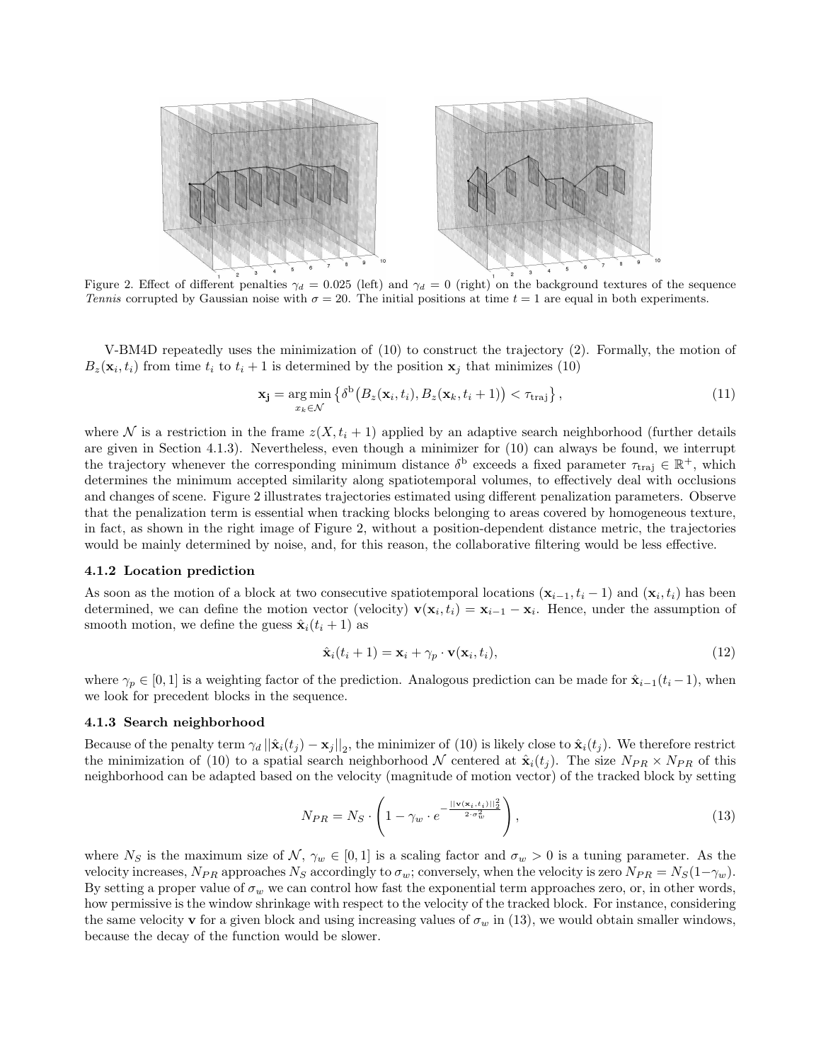Figure 2. Effect of different penalties $\gamma_d = 0.025$ (left) and $\gamma_d = 0$ (right) on the background textures of the sequence *Tennis* corrupted by Gaussian noise with $\sigma = 20$. The initial positions at time $t = 1$ are equal in both experiments.

V-BM4D repeatedly uses the minimization of (10) to construct the trajectory (2). Formally, the motion of $B_z(\mathbf{x}_i, t_i)$ from time $t_i$ to $t_i + 1$ is determined by the position $\mathbf{x}_j$ that minimizes (10)

$$\mathbf{x_j} = \underset{x_k \in \mathcal{N}}{\arg\min} \left\{ \delta^{\mathrm{b}}\big(B_z(\mathbf{x}_i, t_i), B_z(\mathbf{x}_k, t_i + 1)\big) < \tau_{\mathrm{traj}} \right\}, \tag{11}$$

where $\mathcal{N}$ is a restriction in the frame $z(X, t_i + 1)$ applied by an adaptive search neighborhood (further details are given in Section 4.1.3). Nevertheless, even though a minimizer for (10) can always be found, we interrupt the trajectory whenever the corresponding minimum distance $\delta^{\mathrm{b}}$ exceeds a fixed parameter $\tau_{\mathrm{traj}} \in \mathbb{R}^+$, which determines the minimum accepted similarity along spatiotemporal volumes, to effectively deal with occlusions and changes of scene. Figure 2 illustrates trajectories estimated using different penalization parameters. Observe that the penalization term is essential when tracking blocks belonging to areas covered by homogeneous texture, in fact, as shown in the right image of Figure 2, without a position-dependent distance metric, the trajectories would be mainly determined by noise, and, for this reason, the collaborative filtering would be less effective.

### 4.1.2 Location prediction

As soon as the motion of a block at two consecutive spatiotemporal locations $(\mathbf{x}_{i-1}, t_i - 1)$ and $(\mathbf{x}_i, t_i)$ has been determined, we can define the motion vector (velocity) $\mathbf{v}(\mathbf{x}_i, t_i) = \mathbf{x}_{i-1} - \mathbf{x}_i$. Hence, under the assumption of smooth motion, we define the guess $\hat{\mathbf{x}}_i(t_i + 1)$ as

$$\hat{\mathbf{x}}_i(t_i + 1) = \mathbf{x}_i + \gamma_p \cdot \mathbf{v}(\mathbf{x}_i, t_i), \tag{12}$$

where $\gamma_p \in [0, 1]$ is a weighting factor of the prediction. Analogous prediction can be made for $\hat{\mathbf{x}}_{i-1}(t_i - 1)$, when we look for precedent blocks in the sequence.

### 4.1.3 Search neighborhood

Because of the penalty term $\gamma_d \left\|\hat{\mathbf{x}}_i(t_j) - \mathbf{x}_j\right\|_2$, the minimizer of (10) is likely close to $\hat{\mathbf{x}}_i(t_j)$. We therefore restrict the minimization of (10) to a spatial search neighborhood $\mathcal{N}$ centered at $\hat{\mathbf{x}}_i(t_j)$. The size $N_{PR} \times N_{PR}$ of this neighborhood can be adapted based on the velocity (magnitude of motion vector) of the tracked block by setting

$$N_{PR} = N_S \cdot \left(1 - \gamma_w \cdot e^{-\frac{\|\mathbf{v}(\mathbf{x}_i, t_i)\|_2^2}{2 \cdot \sigma_w^2}}\right), \tag{13}$$

where $N_S$ is the maximum size of $\mathcal{N}$, $\gamma_w \in [0, 1]$ is a scaling factor and $\sigma_w > 0$ is a tuning parameter. As the velocity increases, $N_{PR}$ approaches $N_S$ accordingly to $\sigma_w$; conversely, when the velocity is zero $N_{PR} = N_S(1 - \gamma_w)$. By setting a proper value of $\sigma_w$ we can control how fast the exponential term approaches zero, or, in other words, how permissive is the window shrinkage with respect to the velocity of the tracked block. For instance, considering the same velocity $\mathbf{v}$ for a given block and using increasing values of $\sigma_w$ in (13), we would obtain smaller windows, because the decay of the function would be slower.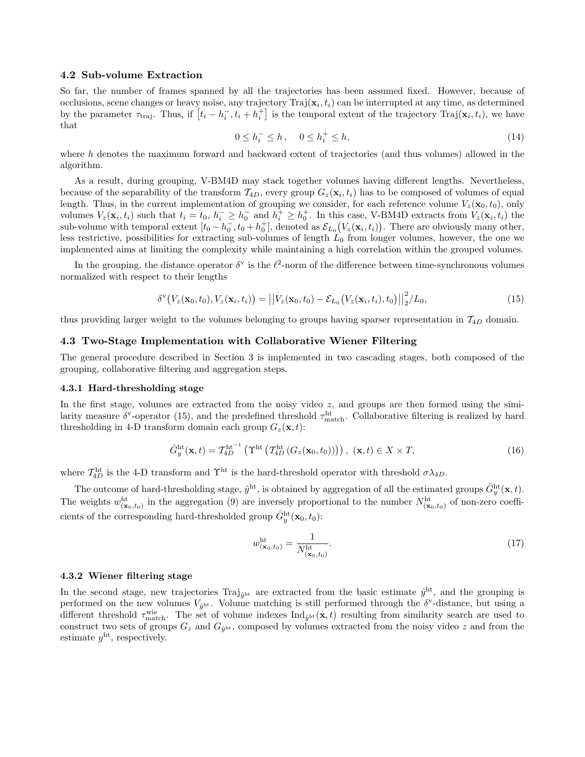### 4.2 Sub-volume Extraction

So far, the number of frames spanned by all the trajectories has been assumed fixed. However, because of occlusions, scene changes or heavy noise, any trajectory $\text{Traj}(\mathbf{x}_i, t_i)$ can be interrupted at any time, as determined by the parameter $\tau_{\text{traj}}$. Thus, if $\left[t_i - h_i^-, t_i + h_i^+\right]$ is the temporal extent of the trajectory $\text{Traj}(\mathbf{x}_i, t_i)$, we have that

$$0 \leq h_i^- \leq h\,, \quad 0 \leq h_i^+ \leq h, \tag{14}$$

where $h$ denotes the maximum forward and backward extent of trajectories (and thus volumes) allowed in the algorithm.

As a result, during grouping, V-BM4D may stack together volumes having different lengths. Nevertheless, because of the separability of the transform $\mathcal{T}_{4D}$, every group $G_z(\mathbf{x}_i, t_i)$ has to be composed of volumes of equal length. Thus, in the current implementation of grouping we consider, for each reference volume $V_z(\mathbf{x}_0, t_0)$, only volumes $V_z(\mathbf{x}_i, t_i)$ such that $t_i = t_0$, $h_i^- \geq h_0^-$ and $h_i^+ \geq h_0^+$. In this case, V-BM4D extracts from $V_z(\mathbf{x}_i, t_i)$ the sub-volume with temporal extent $[t_0 - h_0^-, t_0 + h_0^+]$, denoted as $\mathcal{E}_{L_0}\big(V_z(\mathbf{x}_i, t_i)\big)$. There are obviously many other, less restrictive, possibilities for extracting sub-volumes of length $L_0$ from longer volumes, however, the one we implemented aims at limiting the complexity while maintaining a high correlation within the grouped volumes.

In the grouping, the distance operator $\delta^{\text{v}}$ is the $\ell^2$-norm of the difference between time-synchronous volumes normalized with respect to their lengths

$$\delta^{\text{v}}\big(V_z(\mathbf{x}_0, t_0), V_z(\mathbf{x}_i, t_i)\big) = \big|\big|V_z(\mathbf{x}_0, t_0) - \mathcal{E}_{L_0}\big(V_z(\mathbf{x}_i, t_i), t_0\big)\big|\big|_2^2 / L_0, \tag{15}$$

thus providing larger weight to the volumes belonging to groups having sparser representation in $\mathcal{T}_{4D}$ domain.

### 4.3 Two-Stage Implementation with Collaborative Wiener Filtering

The general procedure described in Section 3 is implemented in two cascading stages, both composed of the grouping, collaborative filtering and aggregation steps.

#### 4.3.1 Hard-thresholding stage

In the first stage, volumes are extracted from the noisy video $z$, and groups are then formed using the similarity measure $\delta^{\text{v}}$-operator (15), and the predefined threshold $\tau_{\text{match}}^{\text{ht}}$. Collaborative filtering is realized by hard thresholding in 4-D transform domain each group $G_z(\mathbf{x}, t)$:

$$\hat{G}_y^{\text{ht}}(\mathbf{x}, t) = \mathcal{T}_{4D}^{\text{ht}^{-1}}\left(\Upsilon^{\text{ht}}\left(\mathcal{T}_{4D}^{\text{ht}}\left(G_z(\mathbf{x}_0, t_0)\right)\right)\right),\ (\mathbf{x}, t) \in X \times T, \tag{16}$$

where $\mathcal{T}_{4D}^{\text{ht}}$ is the 4-D transform and $\Upsilon^{\text{ht}}$ is the hard-threshold operator with threshold $\sigma\lambda_{4D}$.

The outcome of hard-thresholding stage, $\hat{y}^{\text{ht}}$, is obtained by aggregation of all the estimated groups $\hat{G}_y^{\text{ht}}(\mathbf{x}, t)$. The weights $w_{(\mathbf{x}_0, t_0)}^{\text{ht}}$ in the aggregation (9) are inversely proportional to the number $N_{(\mathbf{x}_0, t_0)}^{\text{ht}}$ of non-zero coefficients of the corresponding hard-thresholded group $\hat{G}_y^{\text{ht}}(\mathbf{x}_0, t_0)$:

$$w_{(\mathbf{x}_0, t_0)}^{\text{ht}} = \frac{1}{N_{(\mathbf{x}_0, t_0)}^{\text{ht}}}. \tag{17}$$

#### 4.3.2 Wiener filtering stage

In the second stage, new trajectories $\text{Traj}_{\hat{y}^{\text{ht}}}$ are extracted from the basic estimate $\hat{y}^{\text{ht}}$, and the grouping is performed on the new volumes $V_{\hat{y}^{\text{ht}}}$. Volume matching is still performed through the $\delta^{\text{v}}$-distance, but using a different threshold $\tau_{\text{match}}^{\text{wie}}$. The set of volume indexes $\text{Ind}_{\hat{y}^{\text{ht}}}(\mathbf{x}, t)$ resulting from similarity search are used to construct two sets of groups $G_z$ and $G_{\hat{y}^{\text{ht}}}$, composed by volumes extracted from the noisy video $z$ and from the estimate $y^{\text{ht}}$, respectively.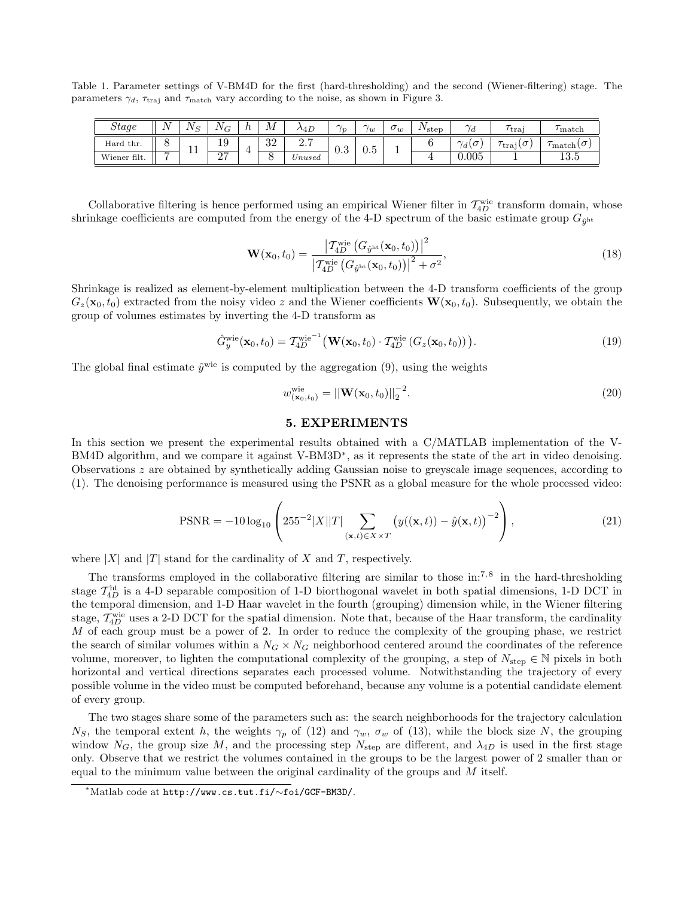Table 1. Parameter settings of V-BM4D for the first (hard-thresholding) and the second (Wiener-filtering) stage. The parameters $\gamma_d$, $\tau_{\text{traj}}$ and $\tau_{\text{match}}$ vary according to the noise, as shown in Figure 3.

| *Stage* | $N$ | $N_S$ | $N_G$ | $h$ | $M$ | $\lambda_{4D}$ | $\gamma_p$ | $\gamma_w$ | $\sigma_w$ | $N_{\text{step}}$ | $\gamma_d$ | $\tau_{\text{traj}}$ | $\tau_{\text{match}}$ |
|---|---|---|---|---|---|---|---|---|---|---|---|---|---|
| Hard thr. | 8 | 11 | 19 | 4 | 32 | 2.7 | 0.3 | 0.5 | 1 | 6 | $\gamma_d(\sigma)$ | $\tau_{\text{traj}}(\sigma)$ | $\tau_{\text{match}}(\sigma)$ |
| Wiener filt. | 7 | | 27 | | 8 | *Unused* | | | | 4 | 0.005 | 1 | 13.5 |

Collaborative filtering is hence performed using an empirical Wiener filter in $\mathcal{T}_{4D}^{\text{wie}}$ transform domain, whose shrinkage coefficients are computed from the energy of the 4-D spectrum of the basic estimate group $G_{\hat{y}^{\text{ht}}}$

$$\mathbf{W}(\mathbf{x}_0, t_0) = \frac{\left|\mathcal{T}_{4D}^{\text{wie}}\left(G_{\hat{y}^{\text{ht}}}(\mathbf{x}_0, t_0)\right)\right|^2}{\left|\mathcal{T}_{4D}^{\text{wie}}\left(G_{\hat{y}^{\text{ht}}}(\mathbf{x}_0, t_0)\right)\right|^2 + \sigma^2}, \tag{18}$$

Shrinkage is realized as element-by-element multiplication between the 4-D transform coefficients of the group $G_z(\mathbf{x}_0, t_0)$ extracted from the noisy video $z$ and the Wiener coefficients $\mathbf{W}(\mathbf{x}_0, t_0)$. Subsequently, we obtain the group of volumes estimates by inverting the 4-D transform as

$$\hat{G}_y^{\text{wie}}(\mathbf{x}_0, t_0) = \mathcal{T}_{4D}^{\text{wie}^{-1}}\left(\mathbf{W}(\mathbf{x}_0, t_0) \cdot \mathcal{T}_{4D}^{\text{wie}}\left(G_z(\mathbf{x}_0, t_0)\right)\right). \tag{19}$$

The global final estimate $\hat{y}^{\text{wie}}$ is computed by the aggregation (9), using the weights

$$w_{(\mathbf{x}_0, t_0)}^{\text{wie}} = ||\mathbf{W}(\mathbf{x}_0, t_0)||_2^{-2}. \tag{20}$$

## 5. EXPERIMENTS

In this section we present the experimental results obtained with a C/MATLAB implementation of the V-BM4D algorithm, and we compare it against V-BM3D*, as it represents the state of the art in video denoising. Observations $z$ are obtained by synthetically adding Gaussian noise to greyscale image sequences, according to (1). The denoising performance is measured using the PSNR as a global measure for the whole processed video:

$$\text{PSNR} = -10\log_{10}\left(255^{-2}|X||T| \sum_{(\mathbf{x},t)\in X\times T}\left(y((\mathbf{x},t)) - \hat{y}(\mathbf{x},t)\right)^{-2}\right), \tag{21}$$

where $|X|$ and $|T|$ stand for the cardinality of $X$ and $T$, respectively.

The transforms employed in the collaborative filtering are similar to those in:[7,8] in the hard-thresholding stage $\mathcal{T}_{4D}^{\text{ht}}$ is a 4-D separable composition of 1-D biorthogonal wavelet in both spatial dimensions, 1-D DCT in the temporal dimension, and 1-D Haar wavelet in the fourth (grouping) dimension while, in the Wiener filtering stage, $\mathcal{T}_{4D}^{\text{wie}}$ uses a 2-D DCT for the spatial dimension. Note that, because of the Haar transform, the cardinality $M$ of each group must be a power of 2. In order to reduce the complexity of the grouping phase, we restrict the search of similar volumes within a $N_G \times N_G$ neighborhood centered around the coordinates of the reference volume, moreover, to lighten the computational complexity of the grouping, a step of $N_{\text{step}} \in \mathbb{N}$ pixels in both horizontal and vertical directions separates each processed volume. Notwithstanding the trajectory of every possible volume in the video must be computed beforehand, because any volume is a potential candidate element of every group.

The two stages share some of the parameters such as: the search neighborhoods for the trajectory calculation $N_S$, the temporal extent $h$, the weights $\gamma_p$ of (12) and $\gamma_w$, $\sigma_w$ of (13), while the block size $N$, the grouping window $N_G$, the group size $M$, and the processing step $N_{\text{step}}$ are different, and $\lambda_{4D}$ is used in the first stage only. Observe that we restrict the volumes contained in the groups to be the largest power of 2 smaller than or equal to the minimum value between the original cardinality of the groups and $M$ itself.

*Matlab code at http://www.cs.tut.fi/~foi/GCF-BM3D/.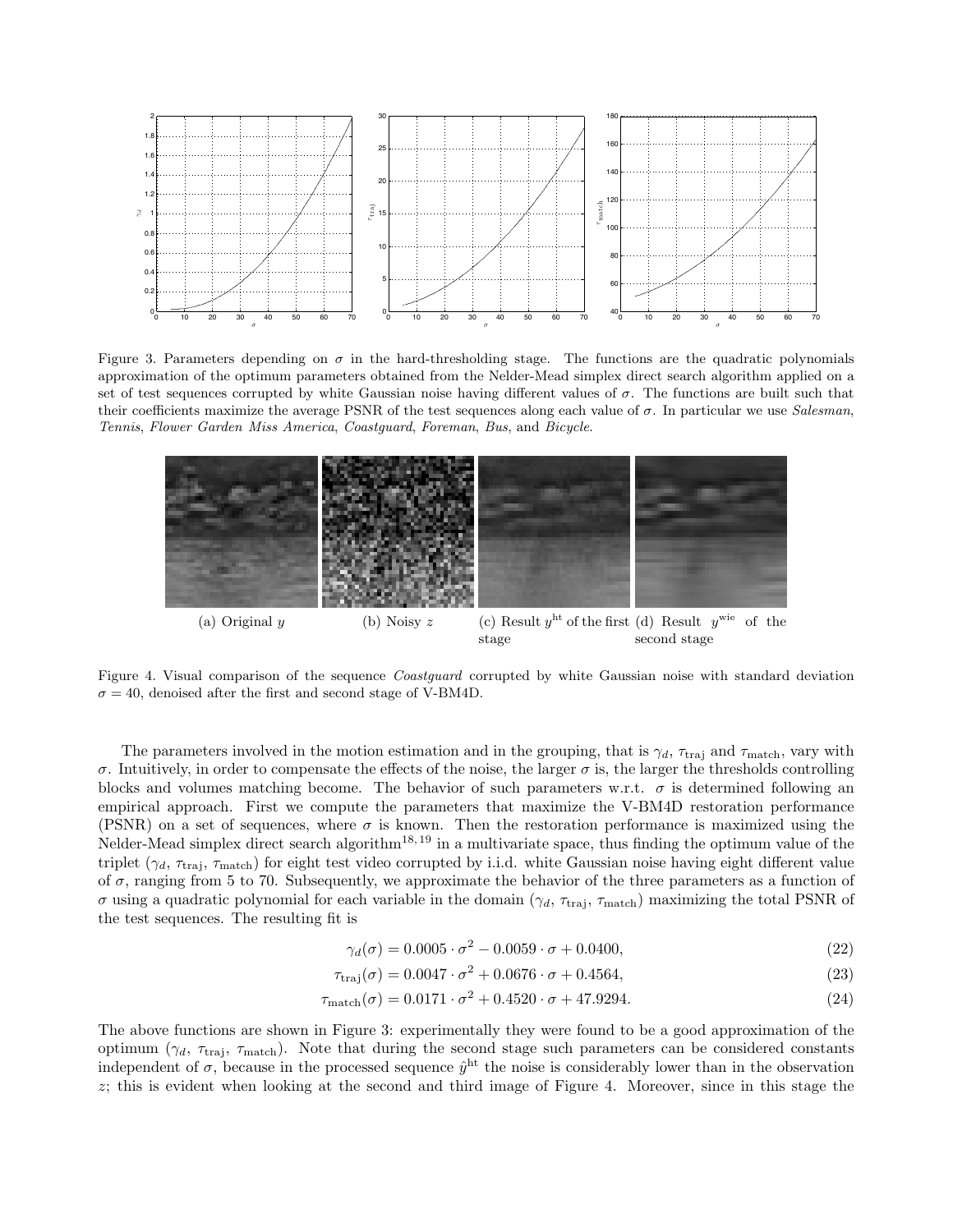Figure 3. Parameters depending on $\sigma$ in the hard-thresholding stage. The functions are the quadratic polynomials approximation of the optimum parameters obtained from the Nelder-Mead simplex direct search algorithm applied on a set of test sequences corrupted by white Gaussian noise having different values of $\sigma$. The functions are built such that their coefficients maximize the average PSNR of the test sequences along each value of $\sigma$. In particular we use *Salesman*, *Tennis*, *Flower Garden Miss America*, *Coastguard*, *Foreman*, *Bus*, and *Bicycle*.

(a) Original $y$ (b) Noisy $z$ (c) Result $y^{\mathrm{ht}}$ of the first stage (d) Result $y^{\mathrm{wie}}$ of the second stage

Figure 4. Visual comparison of the sequence *Coastguard* corrupted by white Gaussian noise with standard deviation $\sigma = 40$, denoised after the first and second stage of V-BM4D.

The parameters involved in the motion estimation and in the grouping, that is $\gamma_d$, $\tau_{\mathrm{traj}}$ and $\tau_{\mathrm{match}}$, vary with $\sigma$. Intuitively, in order to compensate the effects of the noise, the larger $\sigma$ is, the larger the thresholds controlling blocks and volumes matching become. The behavior of such parameters w.r.t. $\sigma$ is determined following an empirical approach. First we compute the parameters that maximize the V-BM4D restoration performance (PSNR) on a set of sequences, where $\sigma$ is known. Then the restoration performance is maximized using the Nelder-Mead simplex direct search algorithm[18,19] in a multivariate space, thus finding the optimum value of the triplet ($\gamma_d$, $\tau_{\mathrm{traj}}$, $\tau_{\mathrm{match}}$) for eight test video corrupted by i.i.d. white Gaussian noise having eight different value of $\sigma$, ranging from 5 to 70. Subsequently, we approximate the behavior of the three parameters as a function of $\sigma$ using a quadratic polynomial for each variable in the domain ($\gamma_d$, $\tau_{\mathrm{traj}}$, $\tau_{\mathrm{match}}$) maximizing the total PSNR of the test sequences. The resulting fit is

$$\gamma_d(\sigma) = 0.0005 \cdot \sigma^2 - 0.0059 \cdot \sigma + 0.0400, \tag{22}$$

$$\tau_{\mathrm{traj}}(\sigma) = 0.0047 \cdot \sigma^2 + 0.0676 \cdot \sigma + 0.4564, \tag{23}$$

$$\tau_{\mathrm{match}}(\sigma) = 0.0171 \cdot \sigma^2 + 0.4520 \cdot \sigma + 47.9294. \tag{24}$$

The above functions are shown in Figure 3: experimentally they were found to be a good approximation of the optimum ($\gamma_d$, $\tau_{\mathrm{traj}}$, $\tau_{\mathrm{match}}$). Note that during the second stage such parameters can be considered constants independent of $\sigma$, because in the processed sequence $\hat{y}^{\mathrm{ht}}$ the noise is considerably lower than in the observation $z$; this is evident when looking at the second and third image of Figure 4. Moreover, since in this stage the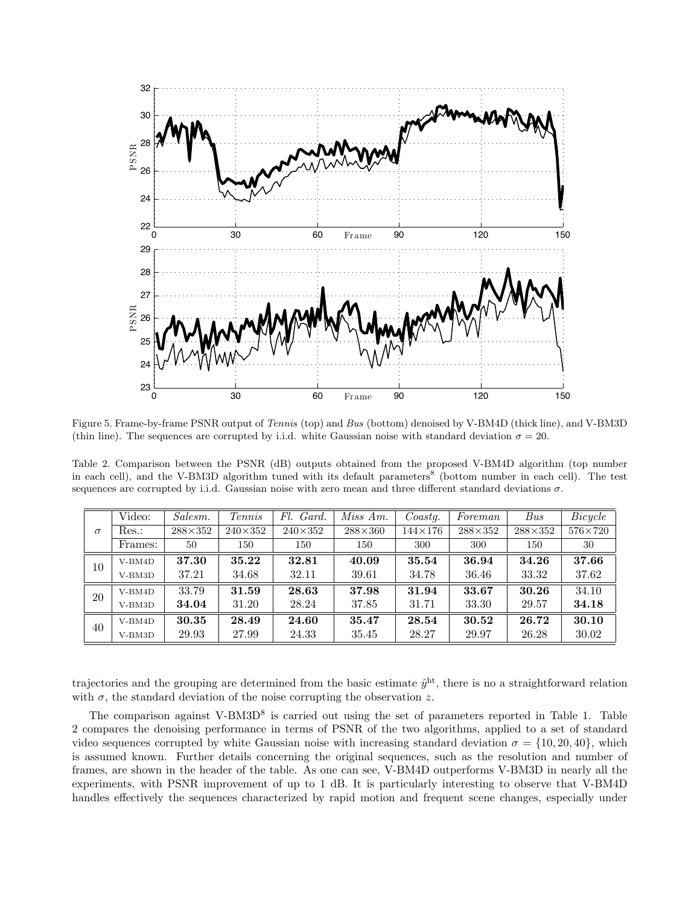Figure 5. Frame-by-frame PSNR output of *Tennis* (top) and *Bus* (bottom) denoised by V-BM4D (thick line), and V-BM3D (thin line). The sequences are corrupted by i.i.d. white Gaussian noise with standard deviation $\sigma = 20$.

Table 2. Comparison between the PSNR (dB) outputs obtained from the proposed V-BM4D algorithm (top number in each cell), and the V-BM3D algorithm tuned with its default parameters[8] (bottom number in each cell). The test sequences are corrupted by i.i.d. Gaussian noise with zero mean and three different standard deviations $\sigma$.

| $\sigma$ | Video: | *Salesm.* | *Tennis* | *Fl. Gard.* | *Miss Am.* | *Coastg.* | *Foreman* | *Bus* | *Bicycle* |
|---|---|---|---|---|---|---|---|---|---|
| | Res.: | 288×352 | 240×352 | 240×352 | 288×360 | 144×176 | 288×352 | 288×352 | 576×720 |
| | Frames: | 50 | 150 | 150 | 150 | 300 | 300 | 150 | 30 |
| 10 | V-BM4D | **37.30** | **35.22** | **32.81** | **40.09** | **35.54** | **36.94** | **34.26** | **37.66** |
| | V-BM3D | 37.21 | 34.68 | 32.11 | 39.61 | 34.78 | 36.46 | 33.32 | 37.62 |
| 20 | V-BM4D | 33.79 | **31.59** | **28.63** | **37.98** | **31.94** | **33.67** | **30.26** | 34.10 |
| | V-BM3D | **34.04** | 31.20 | 28.24 | 37.85 | 31.71 | 33.30 | 29.57 | **34.18** |
| 40 | V-BM4D | **30.35** | **28.49** | **24.60** | **35.47** | **28.54** | **30.52** | **26.72** | **30.10** |
| | V-BM3D | 29.93 | 27.99 | 24.33 | 35.45 | 28.27 | 29.97 | 26.28 | 30.02 |

trajectories and the grouping are determined from the basic estimate $\hat{y}^{\text{ht}}$, there is no a straightforward relation with $\sigma$, the standard deviation of the noise corrupting the observation $z$.

The comparison against V-BM3D[8] is carried out using the set of parameters reported in Table 1. Table 2 compares the denoising performance in terms of PSNR of the two algorithms, applied to a set of standard video sequences corrupted by white Gaussian noise with increasing standard deviation $\sigma = \{10, 20, 40\}$, which is assumed known. Further details concerning the original sequences, such as the resolution and number of frames, are shown in the header of the table. As one can see, V-BM4D outperforms V-BM3D in nearly all the experiments, with PSNR improvement of up to 1 dB. It is particularly interesting to observe that V-BM4D handles effectively the sequences characterized by rapid motion and frequent scene changes, especially under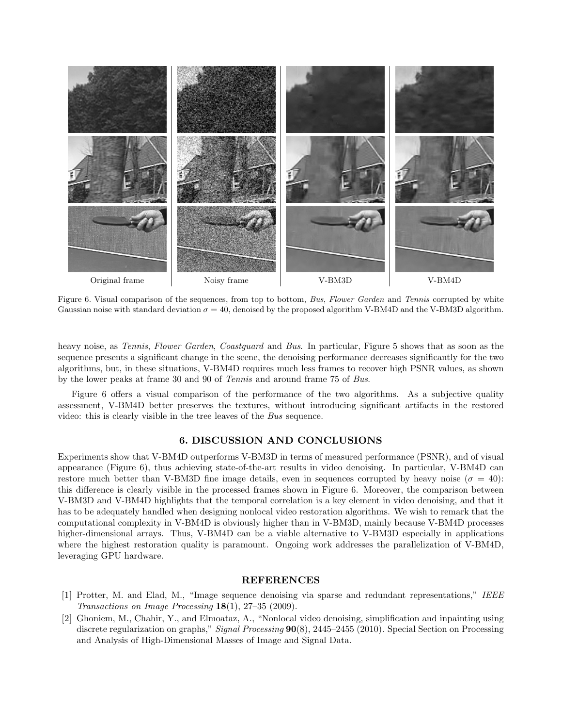Original frame | Noisy frame | V-BM3D | V-BM4D

Figure 6. Visual comparison of the sequences, from top to bottom, *Bus*, *Flower Garden* and *Tennis* corrupted by white Gaussian noise with standard deviation $\sigma = 40$, denoised by the proposed algorithm V-BM4D and the V-BM3D algorithm.

heavy noise, as *Tennis*, *Flower Garden*, *Coastguard* and *Bus*. In particular, Figure 5 shows that as soon as the sequence presents a significant change in the scene, the denoising performance decreases significantly for the two algorithms, but, in these situations, V-BM4D requires much less frames to recover high PSNR values, as shown by the lower peaks at frame 30 and 90 of *Tennis* and around frame 75 of *Bus*.

Figure 6 offers a visual comparison of the performance of the two algorithms. As a subjective quality assessment, V-BM4D better preserves the textures, without introducing significant artifacts in the restored video: this is clearly visible in the tree leaves of the *Bus* sequence.

## 6. DISCUSSION AND CONCLUSIONS

Experiments show that V-BM4D outperforms V-BM3D in terms of measured performance (PSNR), and of visual appearance (Figure 6), thus achieving state-of-the-art results in video denoising. In particular, V-BM4D can restore much better than V-BM3D fine image details, even in sequences corrupted by heavy noise ($\sigma = 40$): this difference is clearly visible in the processed frames shown in Figure 6. Moreover, the comparison between V-BM3D and V-BM4D highlights that the temporal correlation is a key element in video denoising, and that it has to be adequately handled when designing nonlocal video restoration algorithms. We wish to remark that the computational complexity in V-BM4D is obviously higher than in V-BM3D, mainly because V-BM4D processes higher-dimensional arrays. Thus, V-BM4D can be a viable alternative to V-BM3D especially in applications where the highest restoration quality is paramount. Ongoing work addresses the parallelization of V-BM4D, leveraging GPU hardware.

## REFERENCES

[1] Protter, M. and Elad, M., "Image sequence denoising via sparse and redundant representations," *IEEE Transactions on Image Processing* **18**(1), 27–35 (2009).

[2] Ghoniem, M., Chahir, Y., and Elmoataz, A., "Nonlocal video denoising, simplification and inpainting using discrete regularization on graphs," *Signal Processing* **90**(8), 2445–2455 (2010). Special Section on Processing and Analysis of High-Dimensional Masses of Image and Signal Data.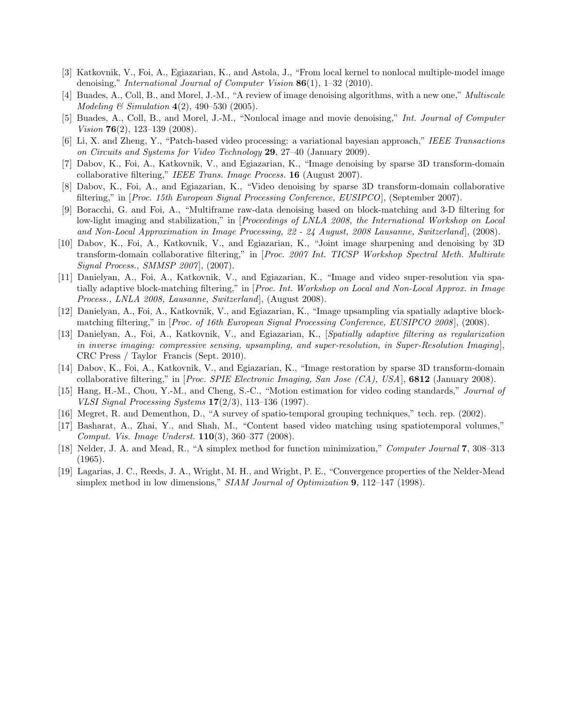[3] Katkovnik, V., Foi, A., Egiazarian, K., and Astola, J., "From local kernel to nonlocal multiple-model image denoising," *International Journal of Computer Vision* **86**(1), 1–32 (2010).

[4] Buades, A., Coll, B., and Morel, J.-M., "A review of image denoising algorithms, with a new one," *Multiscale Modeling & Simulation* **4**(2), 490–530 (2005).

[5] Buades, A., Coll, B., and Morel, J.-M., "Nonlocal image and movie denoising," *Int. Journal of Computer Vision* **76**(2), 123–139 (2008).

[6] Li, X. and Zheng, Y., "Patch-based video processing: a variational bayesian approach," *IEEE Transactions on Circuits and Systems for Video Technology* **29**, 27–40 (January 2009).

[7] Dabov, K., Foi, A., Katkovnik, V., and Egiazarian, K., "Image denoising by sparse 3D transform-domain collaborative filtering," *IEEE Trans. Image Process.* **16** (August 2007).

[8] Dabov, K., Foi, A., and Egiazarian, K., "Video denoising by sparse 3D transform-domain collaborative filtering," in [*Proc. 15th European Signal Processing Conference, EUSIPCO*], (September 2007).

[9] Boracchi, G. and Foi, A., "Multiframe raw-data denoising based on block-matching and 3-D filtering for low-light imaging and stabilization," in [*Proceedings of LNLA 2008, the International Workshop on Local and Non-Local Approximation in Image Processing, 22 - 24 August, 2008 Lausanne, Switzerland*], (2008).

[10] Dabov, K., Foi, A., Katkovnik, V., and Egiazarian, K., "Joint image sharpening and denoising by 3D transform-domain collaborative filtering," in [*Proc. 2007 Int. TICSP Workshop Spectral Meth. Multirate Signal Process., SMMSP 2007*], (2007).

[11] Danielyan, A., Foi, A., Katkovnik, V., and Egiazarian, K., "Image and video super-resolution via spatially adaptive block-matching filtering," in [*Proc. Int. Workshop on Local and Non-Local Approx. in Image Process., LNLA 2008, Lausanne, Switzerland*], (August 2008).

[12] Danielyan, A., Foi, A., Katkovnik, V., and Egiazarian, K., "Image upsampling via spatially adaptive block-matching filtering," in [*Proc. of 16th European Signal Processing Conference, EUSIPCO 2008*], (2008).

[13] Danielyan, A., Foi, A., Katkovnik, V., and Egiazarian, K., [*Spatially adaptive filtering as regularization in inverse imaging: compressive sensing, upsampling, and super-resolution, in Super-Resolution Imaging*], CRC Press / Taylor Francis (Sept. 2010).

[14] Dabov, K., Foi, A., Katkovnik, V., and Egiazarian, K., "Image restoration by sparse 3D transform-domain collaborative filtering," in [*Proc. SPIE Electronic Imaging, San Jose (CA), USA*], **6812** (January 2008).

[15] Hang, H.-M., Chou, Y.-M., and Cheng, S.-C., "Motion estimation for video coding standards," *Journal of VLSI Signal Processing Systems* **17**(2/3), 113–136 (1997).

[16] Megret, R. and Dementhon, D., "A survey of spatio-temporal grouping techniques," tech. rep. (2002).

[17] Basharat, A., Zhai, Y., and Shah, M., "Content based video matching using spatiotemporal volumes," *Comput. Vis. Image Underst.* **110**(3), 360–377 (2008).

[18] Nelder, J. A. and Mead, R., "A simplex method for function minimization," *Computer Journal* **7**, 308–313 (1965).

[19] Lagarias, J. C., Reeds, J. A., Wright, M. H., and Wright, P. E., "Convergence properties of the Nelder-Mead simplex method in low dimensions," *SIAM Journal of Optimization* **9**, 112–147 (1998).